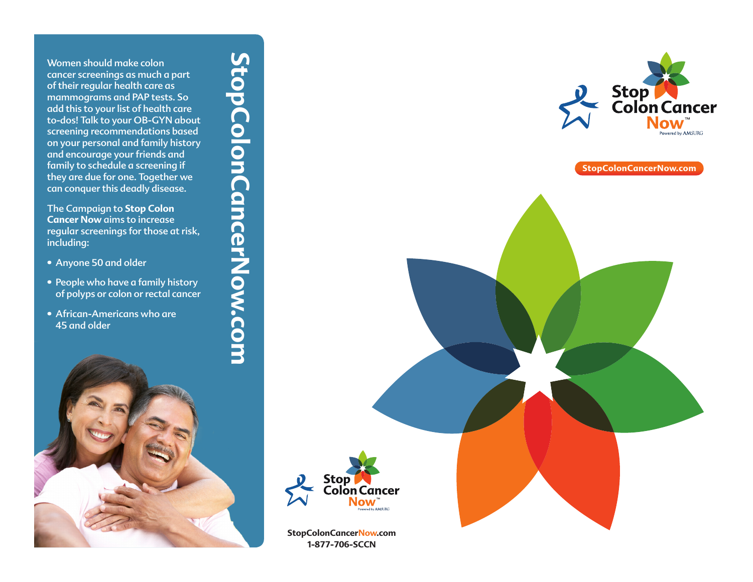Women should make colon cancer screenings as much a part of their regular health care as mammograms and PAP tests. So add this to your list of health care to-dos! Talk to your OB-GYN about screening recommendations based on your personal and family history and encourage your friends and family to schedule a screening if they are due for one. Together we can conquer this deadly disease.

The Campaign to **Stop Colon Cancer Now** aims to increase regular screenings for those at risk, including:

- Anyone 50 and older
- People who have a family history of polyps or colon or rectal cancer
- African-Americans who are 45 and older

**StopColonCancerNow.com**

Stop Colon Cancer Now™
Powered by AMSURG

StopColonCancerNow.com
1-877-706-SCCN

Stop Colon Cancer Now™
Powered by AMSURG

StopColonCancerNow.com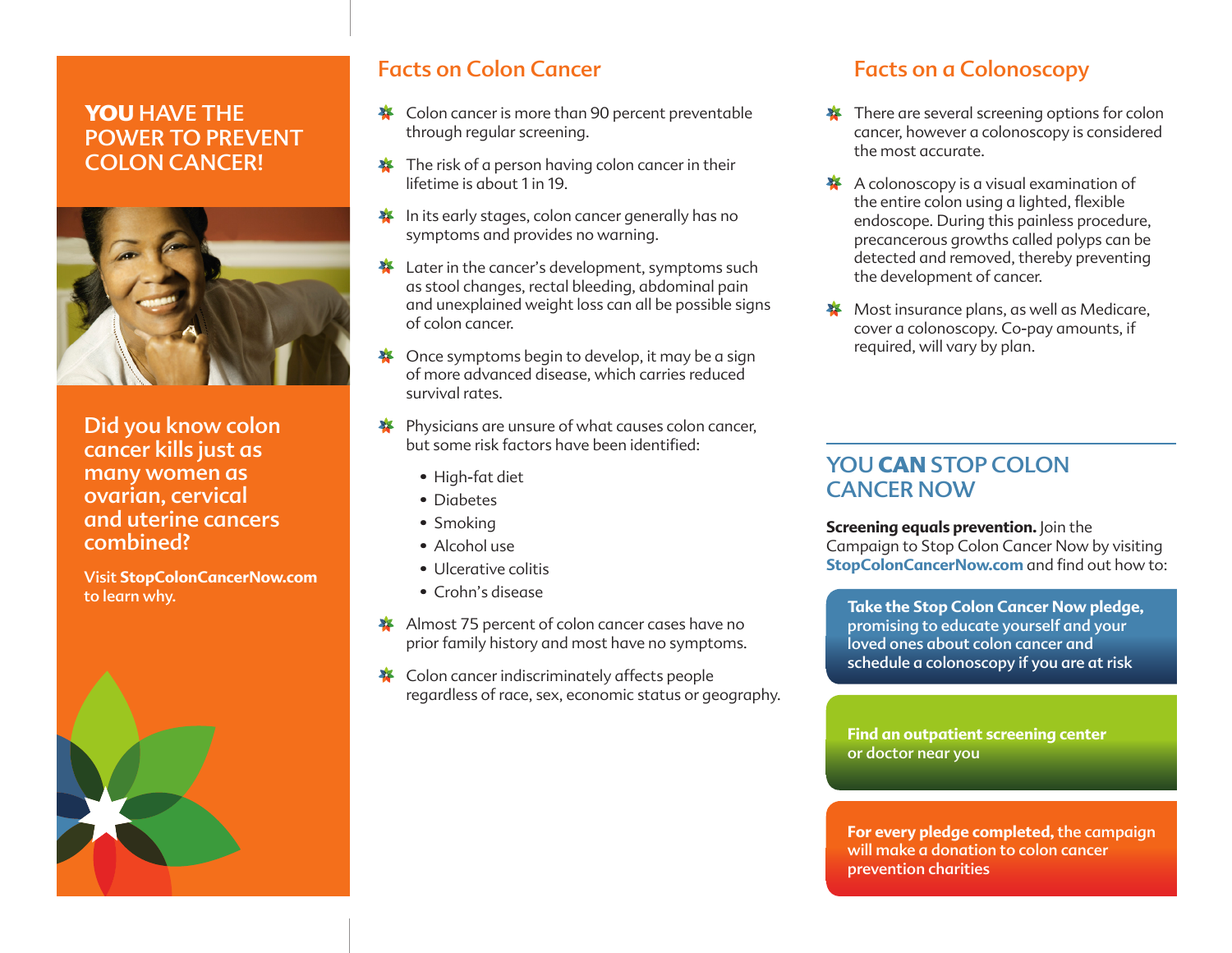## **YOU** HAVE THE POWER TO PREVENT COLON CANCER!

### Did you know colon cancer kills just as many women as ovarian, cervical and uterine cancers combined?

Visit **StopColonCancerNow.com** to learn why.

## Facts on Colon Cancer

- Colon cancer is more than 90 percent preventable through regular screening.
- The risk of a person having colon cancer in their lifetime is about 1 in 19.
- In its early stages, colon cancer generally has no symptoms and provides no warning.
- Later in the cancer's development, symptoms such as stool changes, rectal bleeding, abdominal pain and unexplained weight loss can all be possible signs of colon cancer.
- Once symptoms begin to develop, it may be a sign of more advanced disease, which carries reduced survival rates.
- Physicians are unsure of what causes colon cancer, but some risk factors have been identified:
  - High-fat diet
  - Diabetes
  - Smoking
  - Alcohol use
  - Ulcerative colitis
  - Crohn's disease
- Almost 75 percent of colon cancer cases have no prior family history and most have no symptoms.
- Colon cancer indiscriminately affects people regardless of race, sex, economic status or geography.

## Facts on a Colonoscopy

- There are several screening options for colon cancer, however a colonoscopy is considered the most accurate.
- A colonoscopy is a visual examination of the entire colon using a lighted, flexible endoscope. During this painless procedure, precancerous growths called polyps can be detected and removed, thereby preventing the development of cancer.
- Most insurance plans, as well as Medicare, cover a colonoscopy. Co-pay amounts, if required, will vary by plan.

## YOU **CAN** STOP COLON CANCER NOW

**Screening equals prevention.** Join the Campaign to Stop Colon Cancer Now by visiting **StopColonCancerNow.com** and find out how to:

**Take the Stop Colon Cancer Now pledge,** promising to educate yourself and your loved ones about colon cancer and schedule a colonoscopy if you are at risk

**Find an outpatient screening center** or doctor near you

**For every pledge completed,** the campaign will make a donation to colon cancer prevention charities